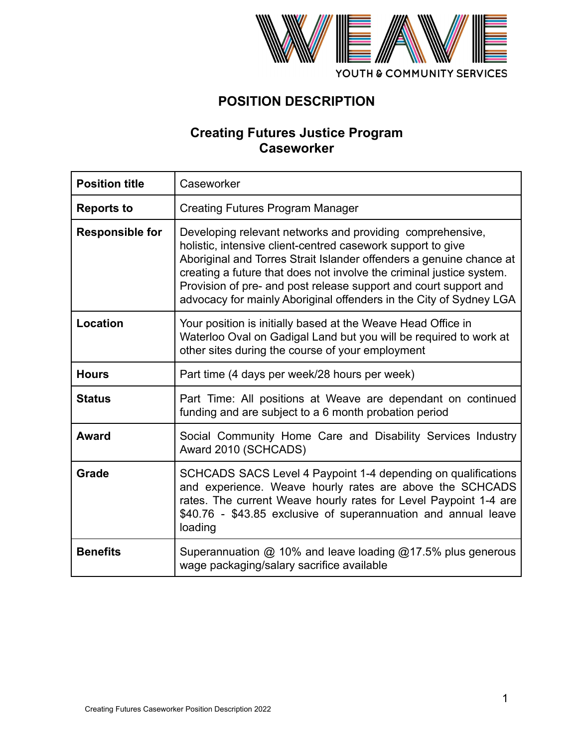WEAVE
YOUTH & COMMUNITY SERVICES

# POSITION DESCRIPTION

## Creating Futures Justice Program
## Caseworker

| **Position title** | Caseworker |
|---|---|
| **Reports to** | Creating Futures Program Manager |
| **Responsible for** | Developing relevant networks and providing comprehensive, holistic, intensive client-centred casework support to give Aboriginal and Torres Strait Islander offenders a genuine chance at creating a future that does not involve the criminal justice system. Provision of pre- and post release support and court support and advocacy for mainly Aboriginal offenders in the City of Sydney LGA |
| **Location** | Your position is initially based at the Weave Head Office in Waterloo Oval on Gadigal Land but you will be required to work at other sites during the course of your employment |
| **Hours** | Part time (4 days per week/28 hours per week) |
| **Status** | Part Time: All positions at Weave are dependant on continued funding and are subject to a 6 month probation period |
| **Award** | Social Community Home Care and Disability Services Industry Award 2010 (SCHCADS) |
| **Grade** | SCHCADS SACS Level 4 Paypoint 1-4 depending on qualifications and experience. Weave hourly rates are above the SCHCADS rates. The current Weave hourly rates for Level Paypoint 1-4 are $40.76 - $43.85 exclusive of superannuation and annual leave loading |
| **Benefits** | Superannuation @ 10% and leave loading @17.5% plus generous wage packaging/salary sacrifice available |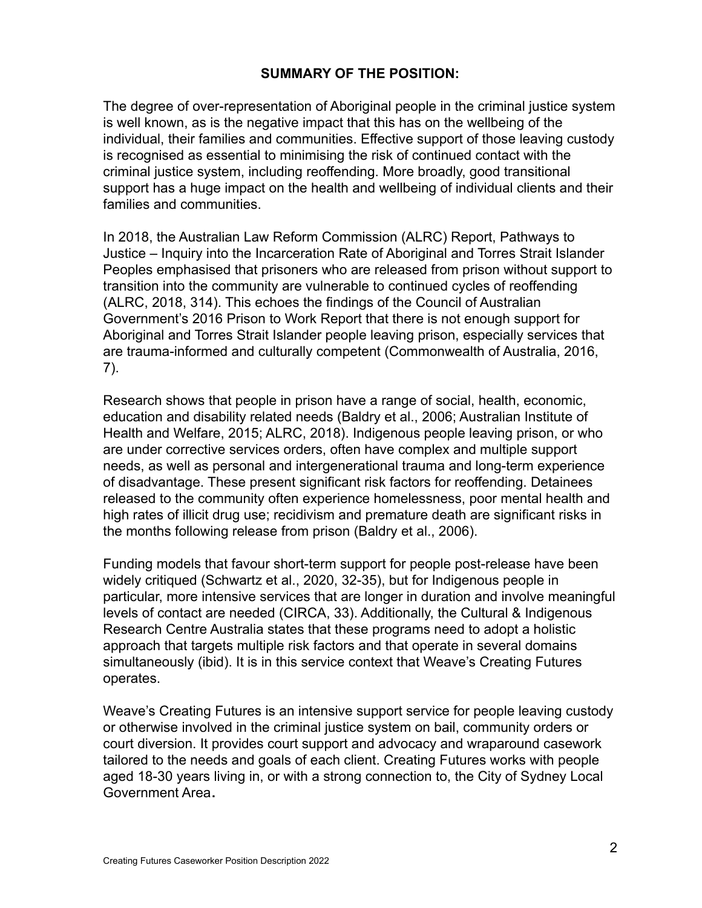## SUMMARY OF THE POSITION:

The degree of over-representation of Aboriginal people in the criminal justice system is well known, as is the negative impact that this has on the wellbeing of the individual, their families and communities. Effective support of those leaving custody is recognised as essential to minimising the risk of continued contact with the criminal justice system, including reoffending. More broadly, good transitional support has a huge impact on the health and wellbeing of individual clients and their families and communities.

In 2018, the Australian Law Reform Commission (ALRC) Report, Pathways to Justice – Inquiry into the Incarceration Rate of Aboriginal and Torres Strait Islander Peoples emphasised that prisoners who are released from prison without support to transition into the community are vulnerable to continued cycles of reoffending (ALRC, 2018, 314). This echoes the findings of the Council of Australian Government's 2016 Prison to Work Report that there is not enough support for Aboriginal and Torres Strait Islander people leaving prison, especially services that are trauma-informed and culturally competent (Commonwealth of Australia, 2016, 7).

Research shows that people in prison have a range of social, health, economic, education and disability related needs (Baldry et al., 2006; Australian Institute of Health and Welfare, 2015; ALRC, 2018). Indigenous people leaving prison, or who are under corrective services orders, often have complex and multiple support needs, as well as personal and intergenerational trauma and long-term experience of disadvantage. These present significant risk factors for reoffending. Detainees released to the community often experience homelessness, poor mental health and high rates of illicit drug use; recidivism and premature death are significant risks in the months following release from prison (Baldry et al., 2006).

Funding models that favour short-term support for people post-release have been widely critiqued (Schwartz et al., 2020, 32-35), but for Indigenous people in particular, more intensive services that are longer in duration and involve meaningful levels of contact are needed (CIRCA, 33). Additionally, the Cultural & Indigenous Research Centre Australia states that these programs need to adopt a holistic approach that targets multiple risk factors and that operate in several domains simultaneously (ibid). It is in this service context that Weave's Creating Futures operates.

Weave's Creating Futures is an intensive support service for people leaving custody or otherwise involved in the criminal justice system on bail, community orders or court diversion. It provides court support and advocacy and wraparound casework tailored to the needs and goals of each client. Creating Futures works with people aged 18-30 years living in, or with a strong connection to, the City of Sydney Local Government Area.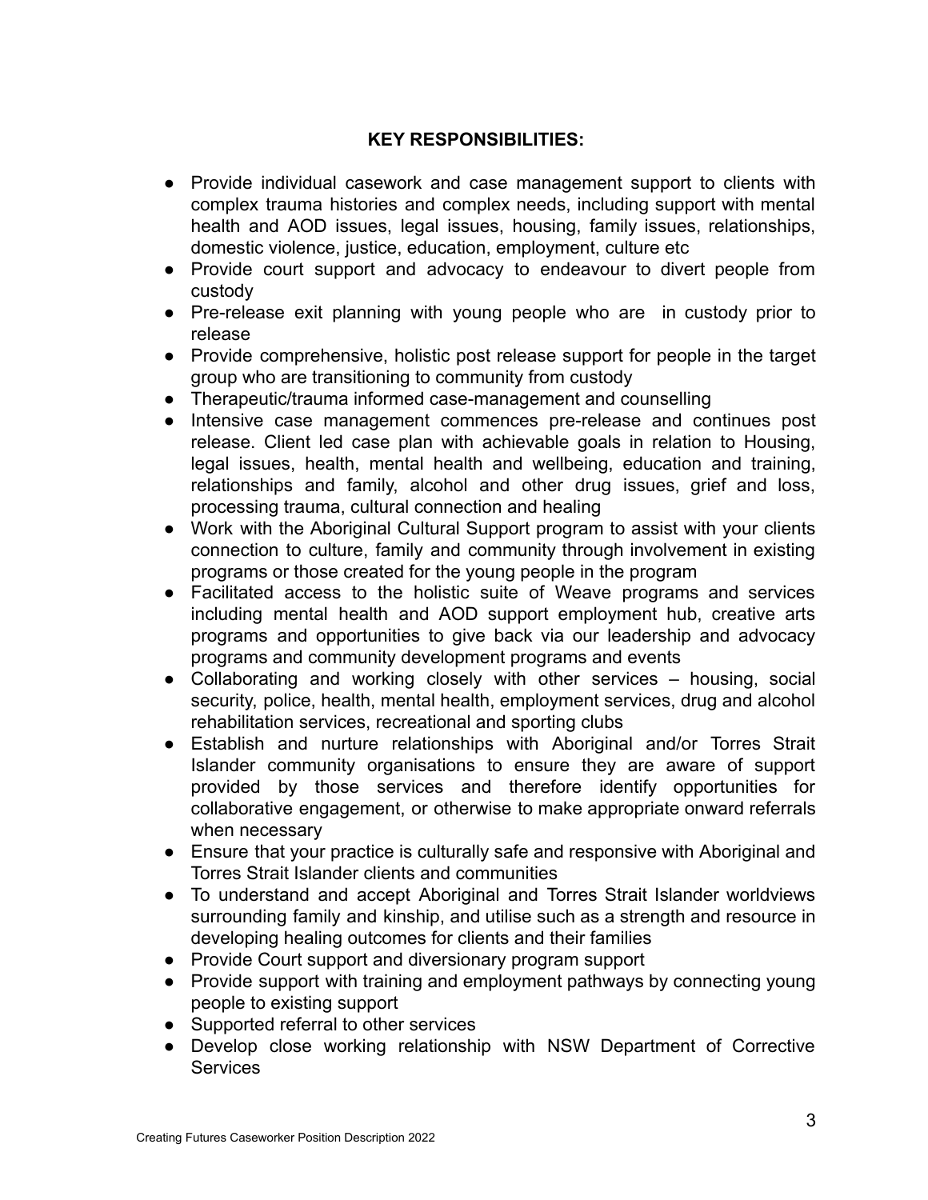**KEY RESPONSIBILITIES:**

- Provide individual casework and case management support to clients with complex trauma histories and complex needs, including support with mental health and AOD issues, legal issues, housing, family issues, relationships, domestic violence, justice, education, employment, culture etc
- Provide court support and advocacy to endeavour to divert people from custody
- Pre-release exit planning with young people who are in custody prior to release
- Provide comprehensive, holistic post release support for people in the target group who are transitioning to community from custody
- Therapeutic/trauma informed case-management and counselling
- Intensive case management commences pre-release and continues post release. Client led case plan with achievable goals in relation to Housing, legal issues, health, mental health and wellbeing, education and training, relationships and family, alcohol and other drug issues, grief and loss, processing trauma, cultural connection and healing
- Work with the Aboriginal Cultural Support program to assist with your clients connection to culture, family and community through involvement in existing programs or those created for the young people in the program
- Facilitated access to the holistic suite of Weave programs and services including mental health and AOD support employment hub, creative arts programs and opportunities to give back via our leadership and advocacy programs and community development programs and events
- Collaborating and working closely with other services – housing, social security, police, health, mental health, employment services, drug and alcohol rehabilitation services, recreational and sporting clubs
- Establish and nurture relationships with Aboriginal and/or Torres Strait Islander community organisations to ensure they are aware of support provided by those services and therefore identify opportunities for collaborative engagement, or otherwise to make appropriate onward referrals when necessary
- Ensure that your practice is culturally safe and responsive with Aboriginal and Torres Strait Islander clients and communities
- To understand and accept Aboriginal and Torres Strait Islander worldviews surrounding family and kinship, and utilise such as a strength and resource in developing healing outcomes for clients and their families
- Provide Court support and diversionary program support
- Provide support with training and employment pathways by connecting young people to existing support
- Supported referral to other services
- Develop close working relationship with NSW Department of Corrective Services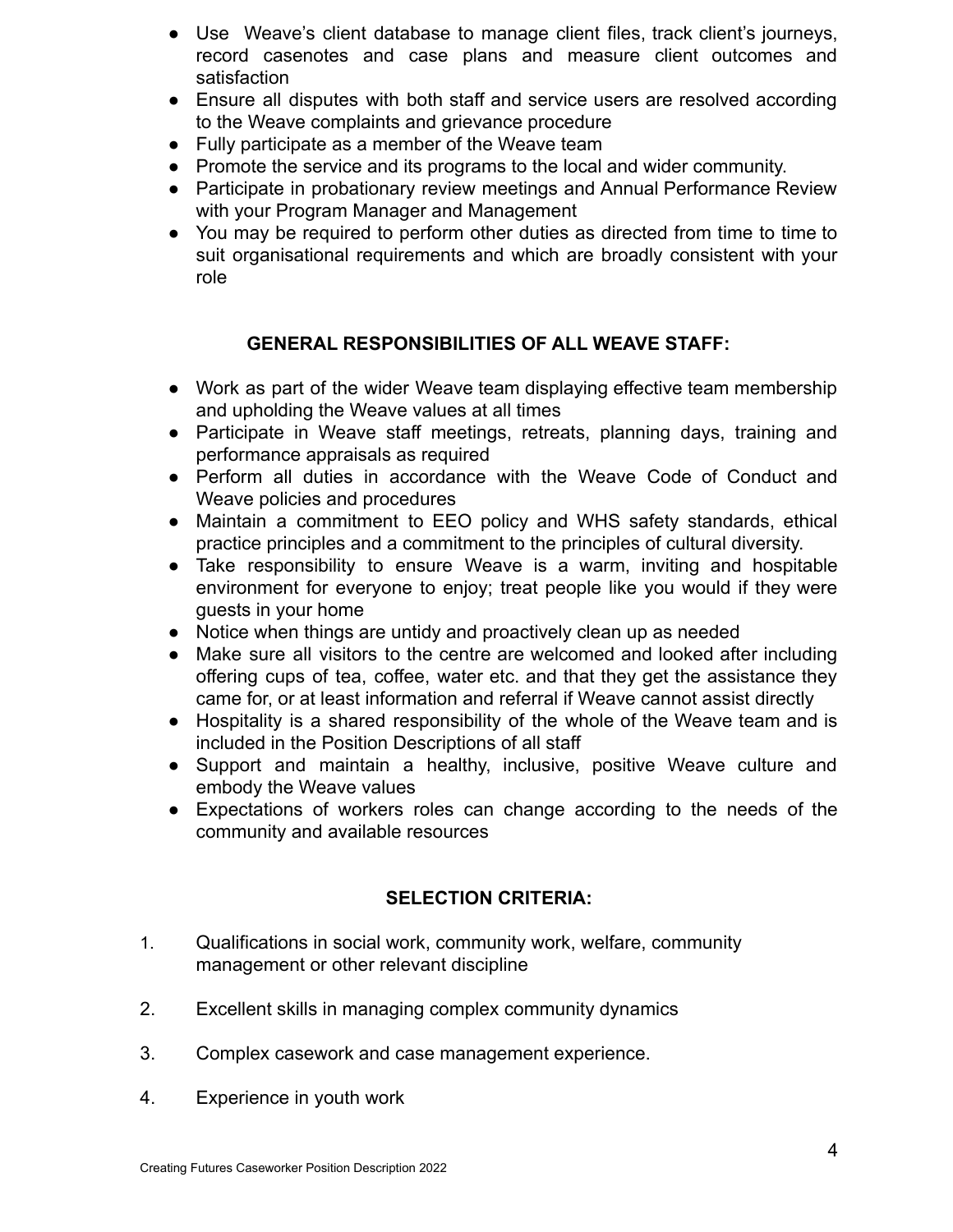- Use  Weave's client database to manage client files, track client's journeys, record casenotes and case plans and measure client outcomes and satisfaction
- Ensure all disputes with both staff and service users are resolved according to the Weave complaints and grievance procedure
- Fully participate as a member of the Weave team
- Promote the service and its programs to the local and wider community.
- Participate in probationary review meetings and Annual Performance Review with your Program Manager and Management
- You may be required to perform other duties as directed from time to time to suit organisational requirements and which are broadly consistent with your role

## GENERAL RESPONSIBILITIES OF ALL WEAVE STAFF:

- Work as part of the wider Weave team displaying effective team membership and upholding the Weave values at all times
- Participate in Weave staff meetings, retreats, planning days, training and performance appraisals as required
- Perform all duties in accordance with the Weave Code of Conduct and Weave policies and procedures
- Maintain a commitment to EEO policy and WHS safety standards, ethical practice principles and a commitment to the principles of cultural diversity.
- Take responsibility to ensure Weave is a warm, inviting and hospitable environment for everyone to enjoy; treat people like you would if they were guests in your home
- Notice when things are untidy and proactively clean up as needed
- Make sure all visitors to the centre are welcomed and looked after including offering cups of tea, coffee, water etc. and that they get the assistance they came for, or at least information and referral if Weave cannot assist directly
- Hospitality is a shared responsibility of the whole of the Weave team and is included in the Position Descriptions of all staff
- Support and maintain a healthy, inclusive, positive Weave culture and embody the Weave values
- Expectations of workers roles can change according to the needs of the community and available resources

## SELECTION CRITERIA:

1. Qualifications in social work, community work, welfare, community management or other relevant discipline
2. Excellent skills in managing complex community dynamics
3. Complex casework and case management experience.
4. Experience in youth work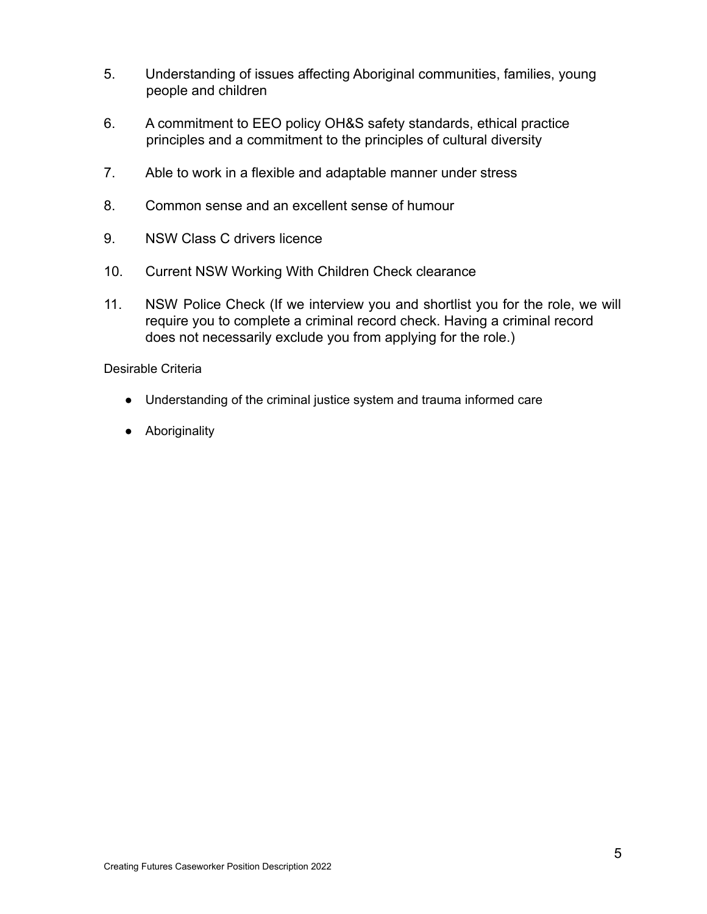5. Understanding of issues affecting Aboriginal communities, families, young people and children

6. A commitment to EEO policy OH&S safety standards, ethical practice principles and a commitment to the principles of cultural diversity

7. Able to work in a flexible and adaptable manner under stress

8. Common sense and an excellent sense of humour

9. NSW Class C drivers licence

10. Current NSW Working With Children Check clearance

11. NSW Police Check (If we interview you and shortlist you for the role, we will require you to complete a criminal record check. Having a criminal record does not necessarily exclude you from applying for the role.)

Desirable Criteria

- Understanding of the criminal justice system and trauma informed care
- Aboriginality